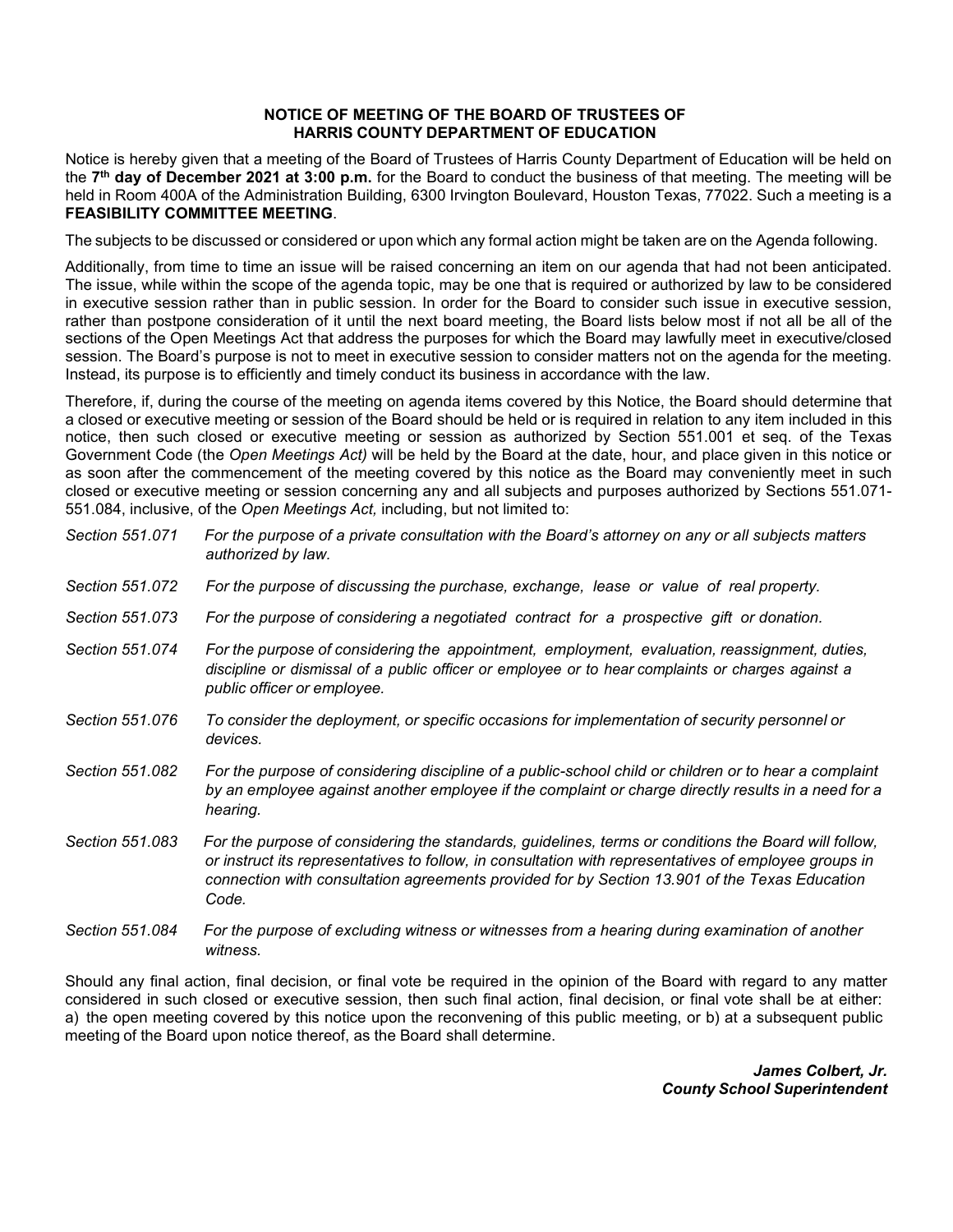**NOTICE OF MEETING OF THE BOARD OF TRUSTEES OF HARRIS COUNTY DEPARTMENT OF EDUCATION**

Notice is hereby given that a meeting of the Board of Trustees of Harris County Department of Education will be held on the **7th day of December 2021 at 3:00 p.m.** for the Board to conduct the business of that meeting. The meeting will be held in Room 400A of the Administration Building, 6300 Irvington Boulevard, Houston Texas, 77022. Such a meeting is a **FEASIBILITY COMMITTEE MEETING**.

The subjects to be discussed or considered or upon which any formal action might be taken are on the Agenda following.

Additionally, from time to time an issue will be raised concerning an item on our agenda that had not been anticipated. The issue, while within the scope of the agenda topic, may be one that is required or authorized by law to be considered in executive session rather than in public session. In order for the Board to consider such issue in executive session, rather than postpone consideration of it until the next board meeting, the Board lists below most if not all be all of the sections of the Open Meetings Act that address the purposes for which the Board may lawfully meet in executive/closed session. The Board's purpose is not to meet in executive session to consider matters not on the agenda for the meeting. Instead, its purpose is to efficiently and timely conduct its business in accordance with the law.

Therefore, if, during the course of the meeting on agenda items covered by this Notice, the Board should determine that a closed or executive meeting or session of the Board should be held or is required in relation to any item included in this notice, then such closed or executive meeting or session as authorized by Section 551.001 et seq. of the Texas Government Code (the *Open Meetings Act)* will be held by the Board at the date, hour, and place given in this notice or as soon after the commencement of the meeting covered by this notice as the Board may conveniently meet in such closed or executive meeting or session concerning any and all subjects and purposes authorized by Sections 551.071-551.084, inclusive, of the *Open Meetings Act,* including, but not limited to:

*Section 551.071* *For the purpose of a private consultation with the Board's attorney on any or all subjects matters authorized by law.*

*Section 551.072* *For the purpose of discussing the purchase, exchange, lease or value of real property.*

*Section 551.073* *For the purpose of considering a negotiated contract for a prospective gift or donation.*

*Section 551.074* *For the purpose of considering the appointment, employment, evaluation, reassignment, duties, discipline or dismissal of a public officer or employee or to hear complaints or charges against a public officer or employee.*

*Section 551.076* *To consider the deployment, or specific occasions for implementation of security personnel or devices.*

*Section 551.082* *For the purpose of considering discipline of a public-school child or children or to hear a complaint by an employee against another employee if the complaint or charge directly results in a need for a hearing.*

*Section 551.083* *For the purpose of considering the standards, guidelines, terms or conditions the Board will follow, or instruct its representatives to follow, in consultation with representatives of employee groups in connection with consultation agreements provided for by Section 13.901 of the Texas Education Code.*

*Section 551.084* *For the purpose of excluding witness or witnesses from a hearing during examination of another witness.*

Should any final action, final decision, or final vote be required in the opinion of the Board with regard to any matter considered in such closed or executive session, then such final action, final decision, or final vote shall be at either: a) the open meeting covered by this notice upon the reconvening of this public meeting, or b) at a subsequent public meeting of the Board upon notice thereof, as the Board shall determine.

***James Colbert, Jr.***
***County School Superintendent***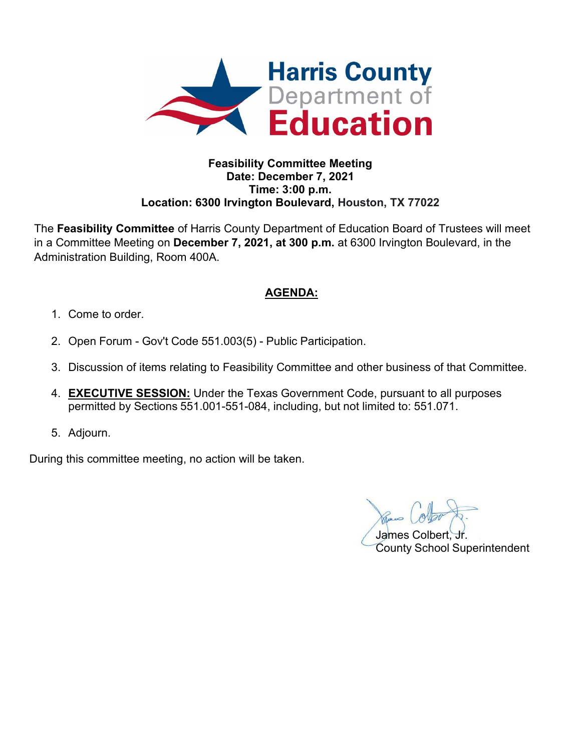**Harris County Department of Education**

**Feasibility Committee Meeting**
**Date: December 7, 2021**
**Time: 3:00 p.m.**
**Location: 6300 Irvington Boulevard, Houston, TX 77022**

The **Feasibility Committee** of Harris County Department of Education Board of Trustees will meet in a Committee Meeting on **December 7, 2021, at 300 p.m.** at 6300 Irvington Boulevard, in the Administration Building, Room 400A.

## AGENDA:

1. Come to order.
2. Open Forum - Gov't Code 551.003(5) - Public Participation.
3. Discussion of items relating to Feasibility Committee and other business of that Committee.
4. **EXECUTIVE SESSION:** Under the Texas Government Code, pursuant to all purposes permitted by Sections 551.001-551-084, including, but not limited to: 551.071.
5. Adjourn.

During this committee meeting, no action will be taken.

James Colbert, Jr.
County School Superintendent